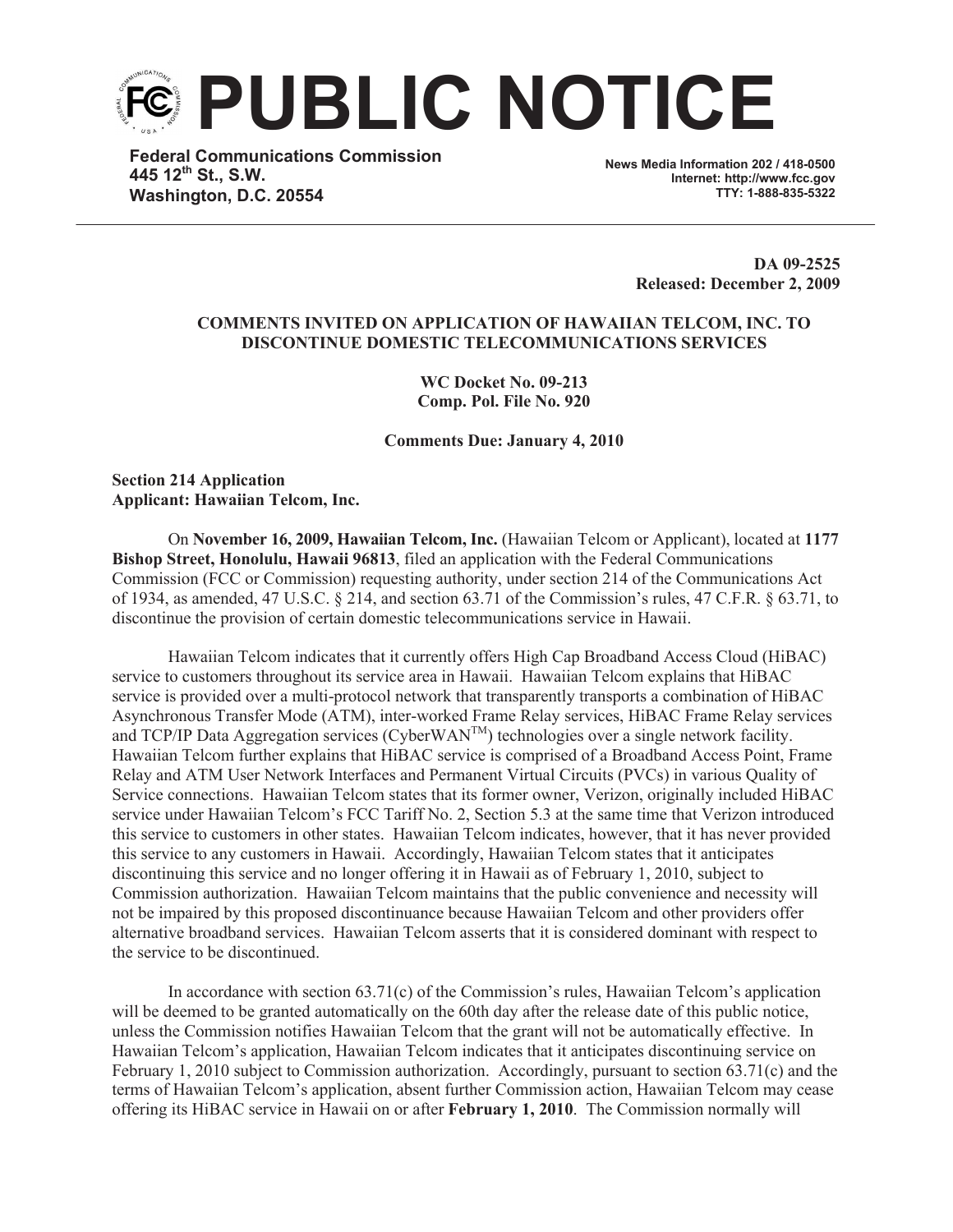# PUBLIC NOTICE

**Federal Communications Commission**
**445 12th St., S.W.**
**Washington, D.C. 20554**

**News Media Information 202 / 418-0500**
**Internet: http://www.fcc.gov**
**TTY: 1-888-835-5322**

**DA 09-2525**
**Released: December 2, 2009**

**COMMENTS INVITED ON APPLICATION OF HAWAIIAN TELCOM, INC. TO DISCONTINUE DOMESTIC TELECOMMUNICATIONS SERVICES**

**WC Docket No. 09-213**
**Comp. Pol. File No. 920**

**Comments Due: January 4, 2010**

**Section 214 Application**
**Applicant: Hawaiian Telcom, Inc.**

On **November 16, 2009, Hawaiian Telcom, Inc.** (Hawaiian Telcom or Applicant), located at **1177 Bishop Street, Honolulu, Hawaii 96813**, filed an application with the Federal Communications Commission (FCC or Commission) requesting authority, under section 214 of the Communications Act of 1934, as amended, 47 U.S.C. § 214, and section 63.71 of the Commission's rules, 47 C.F.R. § 63.71, to discontinue the provision of certain domestic telecommunications service in Hawaii.

Hawaiian Telcom indicates that it currently offers High Cap Broadband Access Cloud (HiBAC) service to customers throughout its service area in Hawaii. Hawaiian Telcom explains that HiBAC service is provided over a multi-protocol network that transparently transports a combination of HiBAC Asynchronous Transfer Mode (ATM), inter-worked Frame Relay services, HiBAC Frame Relay services and TCP/IP Data Aggregation services (CyberWAN™) technologies over a single network facility. Hawaiian Telcom further explains that HiBAC service is comprised of a Broadband Access Point, Frame Relay and ATM User Network Interfaces and Permanent Virtual Circuits (PVCs) in various Quality of Service connections. Hawaiian Telcom states that its former owner, Verizon, originally included HiBAC service under Hawaiian Telcom's FCC Tariff No. 2, Section 5.3 at the same time that Verizon introduced this service to customers in other states. Hawaiian Telcom indicates, however, that it has never provided this service to any customers in Hawaii. Accordingly, Hawaiian Telcom states that it anticipates discontinuing this service and no longer offering it in Hawaii as of February 1, 2010, subject to Commission authorization. Hawaiian Telcom maintains that the public convenience and necessity will not be impaired by this proposed discontinuance because Hawaiian Telcom and other providers offer alternative broadband services. Hawaiian Telcom asserts that it is considered dominant with respect to the service to be discontinued.

In accordance with section 63.71(c) of the Commission's rules, Hawaiian Telcom's application will be deemed to be granted automatically on the 60th day after the release date of this public notice, unless the Commission notifies Hawaiian Telcom that the grant will not be automatically effective. In Hawaiian Telcom's application, Hawaiian Telcom indicates that it anticipates discontinuing service on February 1, 2010 subject to Commission authorization. Accordingly, pursuant to section 63.71(c) and the terms of Hawaiian Telcom's application, absent further Commission action, Hawaiian Telcom may cease offering its HiBAC service in Hawaii on or after **February 1, 2010**. The Commission normally will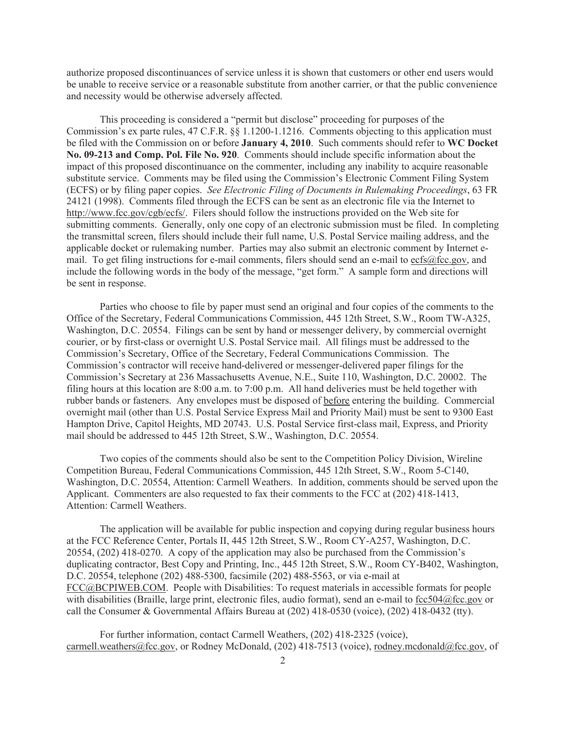authorize proposed discontinuances of service unless it is shown that customers or other end users would be unable to receive service or a reasonable substitute from another carrier, or that the public convenience and necessity would be otherwise adversely affected.

This proceeding is considered a "permit but disclose" proceeding for purposes of the Commission's ex parte rules, 47 C.F.R. §§ 1.1200-1.1216. Comments objecting to this application must be filed with the Commission on or before **January 4, 2010**. Such comments should refer to **WC Docket No. 09-213 and Comp. Pol. File No. 920**. Comments should include specific information about the impact of this proposed discontinuance on the commenter, including any inability to acquire reasonable substitute service. Comments may be filed using the Commission's Electronic Comment Filing System (ECFS) or by filing paper copies. *See Electronic Filing of Documents in Rulemaking Proceedings*, 63 FR 24121 (1998). Comments filed through the ECFS can be sent as an electronic file via the Internet to http://www.fcc.gov/cgb/ecfs/. Filers should follow the instructions provided on the Web site for submitting comments. Generally, only one copy of an electronic submission must be filed. In completing the transmittal screen, filers should include their full name, U.S. Postal Service mailing address, and the applicable docket or rulemaking number. Parties may also submit an electronic comment by Internet e-mail. To get filing instructions for e-mail comments, filers should send an e-mail to ecfs@fcc.gov, and include the following words in the body of the message, "get form." A sample form and directions will be sent in response.

Parties who choose to file by paper must send an original and four copies of the comments to the Office of the Secretary, Federal Communications Commission, 445 12th Street, S.W., Room TW-A325, Washington, D.C. 20554. Filings can be sent by hand or messenger delivery, by commercial overnight courier, or by first-class or overnight U.S. Postal Service mail. All filings must be addressed to the Commission's Secretary, Office of the Secretary, Federal Communications Commission. The Commission's contractor will receive hand-delivered or messenger-delivered paper filings for the Commission's Secretary at 236 Massachusetts Avenue, N.E., Suite 110, Washington, D.C. 20002. The filing hours at this location are 8:00 a.m. to 7:00 p.m. All hand deliveries must be held together with rubber bands or fasteners. Any envelopes must be disposed of before entering the building. Commercial overnight mail (other than U.S. Postal Service Express Mail and Priority Mail) must be sent to 9300 East Hampton Drive, Capitol Heights, MD 20743. U.S. Postal Service first-class mail, Express, and Priority mail should be addressed to 445 12th Street, S.W., Washington, D.C. 20554.

Two copies of the comments should also be sent to the Competition Policy Division, Wireline Competition Bureau, Federal Communications Commission, 445 12th Street, S.W., Room 5-C140, Washington, D.C. 20554, Attention: Carmell Weathers. In addition, comments should be served upon the Applicant. Commenters are also requested to fax their comments to the FCC at (202) 418-1413, Attention: Carmell Weathers.

The application will be available for public inspection and copying during regular business hours at the FCC Reference Center, Portals II, 445 12th Street, S.W., Room CY-A257, Washington, D.C. 20554, (202) 418-0270. A copy of the application may also be purchased from the Commission's duplicating contractor, Best Copy and Printing, Inc., 445 12th Street, S.W., Room CY-B402, Washington, D.C. 20554, telephone (202) 488-5300, facsimile (202) 488-5563, or via e-mail at FCC@BCPIWEB.COM. People with Disabilities: To request materials in accessible formats for people with disabilities (Braille, large print, electronic files, audio format), send an e-mail to fcc504@fcc.gov or call the Consumer & Governmental Affairs Bureau at (202) 418-0530 (voice), (202) 418-0432 (tty).

For further information, contact Carmell Weathers, (202) 418-2325 (voice), carmell.weathers@fcc.gov, or Rodney McDonald, (202) 418-7513 (voice), rodney.mcdonald@fcc.gov, of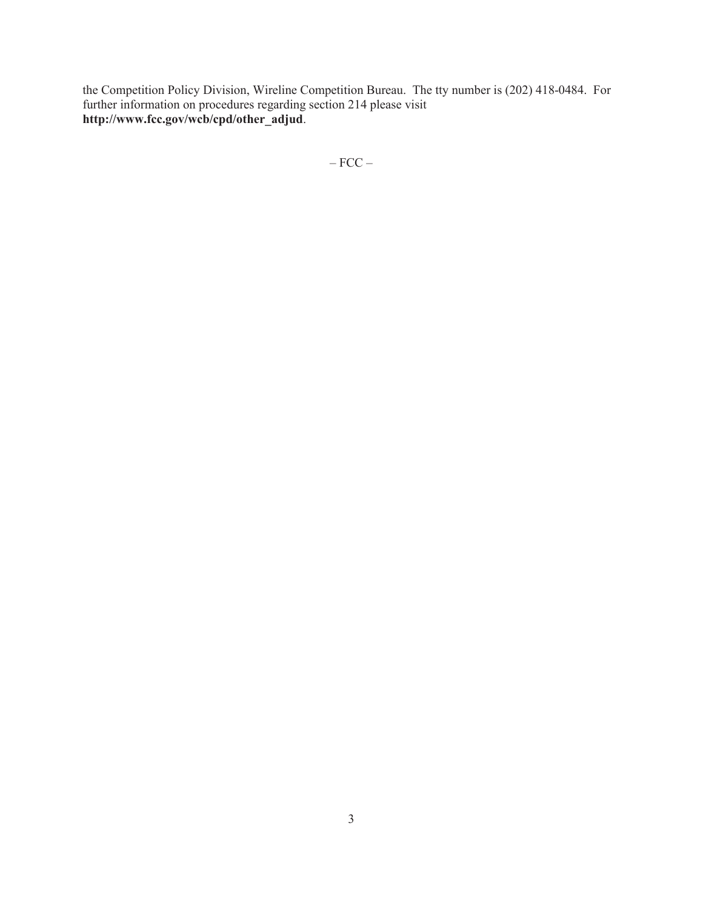the Competition Policy Division, Wireline Competition Bureau. The tty number is (202) 418-0484. For further information on procedures regarding section 214 please visit **http://www.fcc.gov/wcb/cpd/other_adjud**.

– FCC –